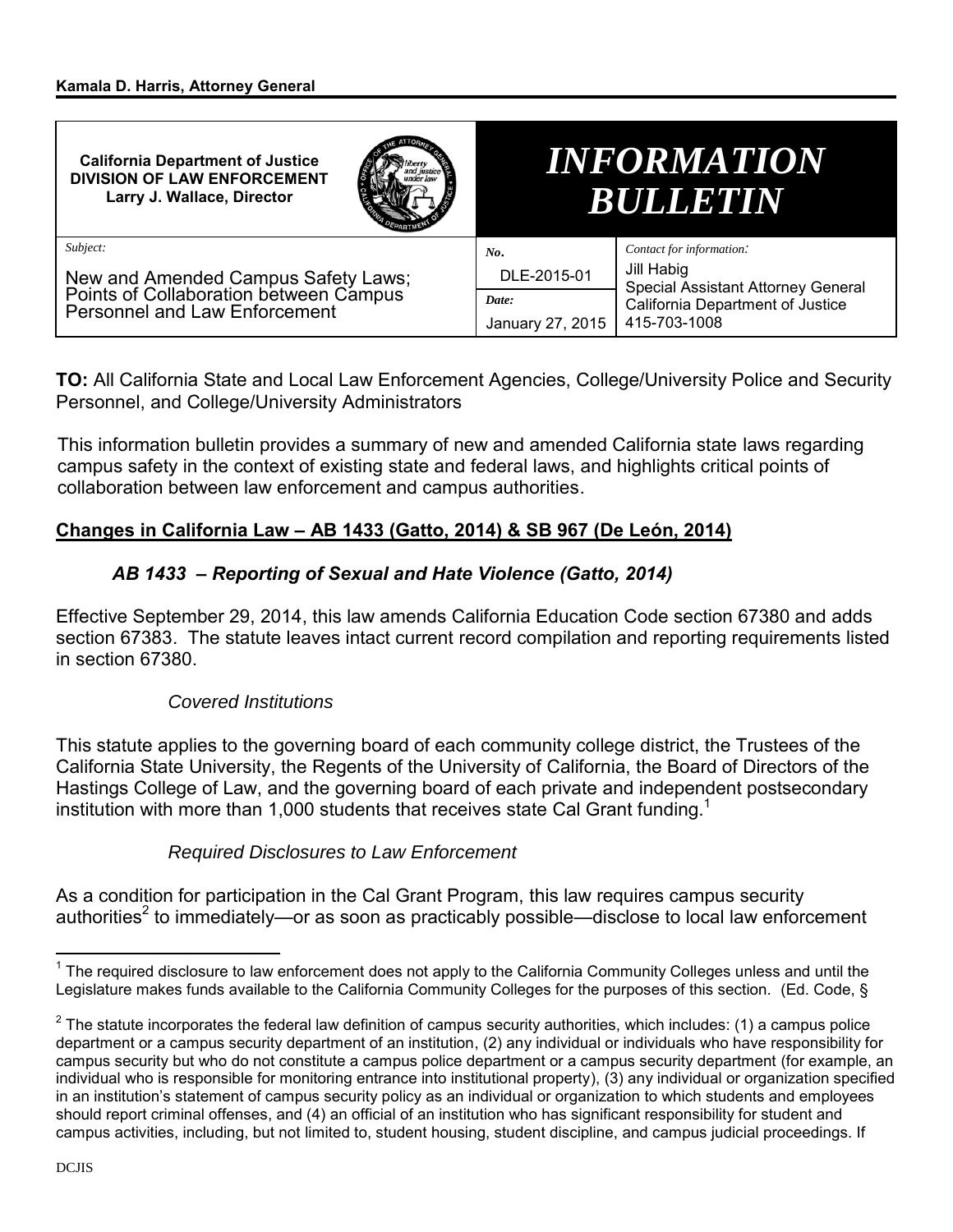**Kamala D. Harris, Attorney General**

| California Department of Justice<br>DIVISION OF LAW ENFORCEMENT<br>Larry J. Wallace, Director | *INFORMATION BULLETIN* | |
|---|---|---|
| *Subject:*<br>New and Amended Campus Safety Laws; Points of Collaboration between Campus Personnel and Law Enforcement | *No.*<br>DLE-2015-01<br>*Date:*<br>January 27, 2015 | *Contact for information:*<br>Jill Habig<br>Special Assistant Attorney General<br>California Department of Justice<br>415-703-1008 |

**TO:** All California State and Local Law Enforcement Agencies, College/University Police and Security Personnel, and College/University Administrators

This information bulletin provides a summary of new and amended California state laws regarding campus safety in the context of existing state and federal laws, and highlights critical points of collaboration between law enforcement and campus authorities.

## Changes in California Law – AB 1433 (Gatto, 2014) & SB 967 (De León, 2014)

### *AB 1433 – Reporting of Sexual and Hate Violence (Gatto, 2014)*

Effective September 29, 2014, this law amends California Education Code section 67380 and adds section 67383. The statute leaves intact current record compilation and reporting requirements listed in section 67380.

#### *Covered Institutions*

This statute applies to the governing board of each community college district, the Trustees of the California State University, the Regents of the University of California, the Board of Directors of the Hastings College of Law, and the governing board of each private and independent postsecondary institution with more than 1,000 students that receives state Cal Grant funding.[1]

#### *Required Disclosures to Law Enforcement*

As a condition for participation in the Cal Grant Program, this law requires campus security authorities[2] to immediately—or as soon as practicably possible—disclose to local law enforcement

---

[1] The required disclosure to law enforcement does not apply to the California Community Colleges unless and until the Legislature makes funds available to the California Community Colleges for the purposes of this section. (Ed. Code, §

[2] The statute incorporates the federal law definition of campus security authorities, which includes: (1) a campus police department or a campus security department of an institution, (2) any individual or individuals who have responsibility for campus security but who do not constitute a campus police department or a campus security department (for example, an individual who is responsible for monitoring entrance into institutional property), (3) any individual or organization specified in an institution's statement of campus security policy as an individual or organization to which students and employees should report criminal offenses, and (4) an official of an institution who has significant responsibility for student and campus activities, including, but not limited to, student housing, student discipline, and campus judicial proceedings. If

DCJIS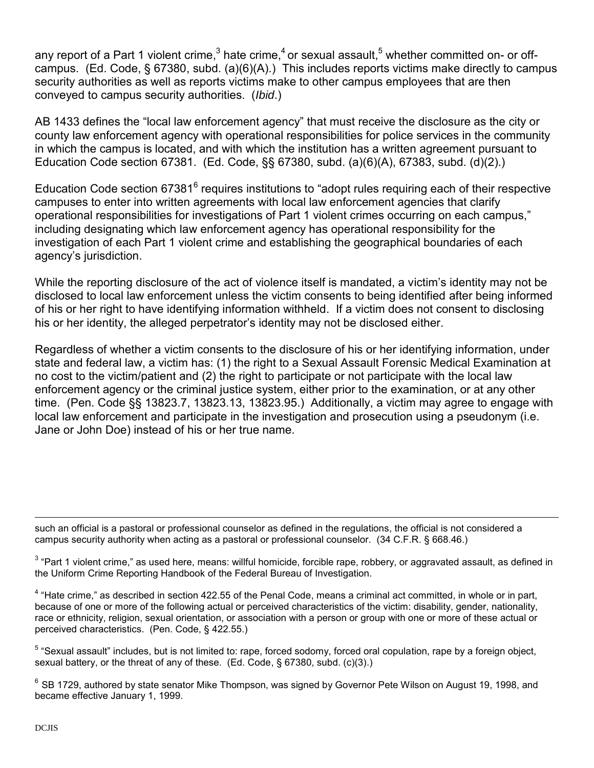any report of a Part 1 violent crime,[3] hate crime,[4] or sexual assault,[5] whether committed on- or off-campus. (Ed. Code, § 67380, subd. (a)(6)(A).) This includes reports victims make directly to campus security authorities as well as reports victims make to other campus employees that are then conveyed to campus security authorities. (*Ibid*.)

AB 1433 defines the "local law enforcement agency" that must receive the disclosure as the city or county law enforcement agency with operational responsibilities for police services in the community in which the campus is located, and with which the institution has a written agreement pursuant to Education Code section 67381. (Ed. Code, §§ 67380, subd. (a)(6)(A), 67383, subd. (d)(2).)

Education Code section 67381[6] requires institutions to "adopt rules requiring each of their respective campuses to enter into written agreements with local law enforcement agencies that clarify operational responsibilities for investigations of Part 1 violent crimes occurring on each campus," including designating which law enforcement agency has operational responsibility for the investigation of each Part 1 violent crime and establishing the geographical boundaries of each agency's jurisdiction.

While the reporting disclosure of the act of violence itself is mandated, a victim's identity may not be disclosed to local law enforcement unless the victim consents to being identified after being informed of his or her right to have identifying information withheld. If a victim does not consent to disclosing his or her identity, the alleged perpetrator's identity may not be disclosed either.

Regardless of whether a victim consents to the disclosure of his or her identifying information, under state and federal law, a victim has: (1) the right to a Sexual Assault Forensic Medical Examination at no cost to the victim/patient and (2) the right to participate or not participate with the local law enforcement agency or the criminal justice system, either prior to the examination, or at any other time. (Pen. Code §§ 13823.7, 13823.13, 13823.95.) Additionally, a victim may agree to engage with local law enforcement and participate in the investigation and prosecution using a pseudonym (i.e. Jane or John Doe) instead of his or her true name.

---

such an official is a pastoral or professional counselor as defined in the regulations, the official is not considered a campus security authority when acting as a pastoral or professional counselor. (34 C.F.R. § 668.46.)

[3] "Part 1 violent crime," as used here, means: willful homicide, forcible rape, robbery, or aggravated assault, as defined in the Uniform Crime Reporting Handbook of the Federal Bureau of Investigation.

[4] "Hate crime," as described in section 422.55 of the Penal Code, means a criminal act committed, in whole or in part, because of one or more of the following actual or perceived characteristics of the victim: disability, gender, nationality, race or ethnicity, religion, sexual orientation, or association with a person or group with one or more of these actual or perceived characteristics. (Pen. Code, § 422.55.)

[5] "Sexual assault" includes, but is not limited to: rape, forced sodomy, forced oral copulation, rape by a foreign object, sexual battery, or the threat of any of these. (Ed. Code, § 67380, subd. (c)(3).)

[6] SB 1729, authored by state senator Mike Thompson, was signed by Governor Pete Wilson on August 19, 1998, and became effective January 1, 1999.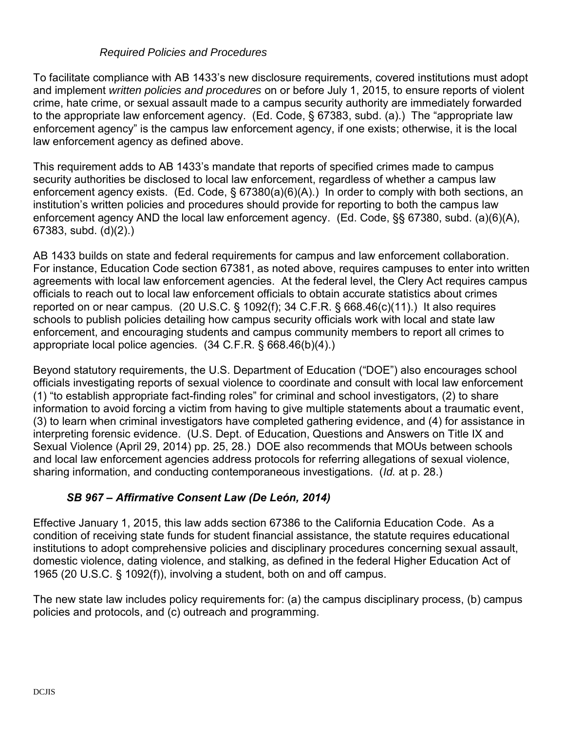### *Required Policies and Procedures*

To facilitate compliance with AB 1433's new disclosure requirements, covered institutions must adopt and implement *written policies and procedures* on or before July 1, 2015, to ensure reports of violent crime, hate crime, or sexual assault made to a campus security authority are immediately forwarded to the appropriate law enforcement agency. (Ed. Code, § 67383, subd. (a).) The "appropriate law enforcement agency" is the campus law enforcement agency, if one exists; otherwise, it is the local law enforcement agency as defined above.

This requirement adds to AB 1433's mandate that reports of specified crimes made to campus security authorities be disclosed to local law enforcement, regardless of whether a campus law enforcement agency exists. (Ed. Code, § 67380(a)(6)(A).) In order to comply with both sections, an institution's written policies and procedures should provide for reporting to both the campus law enforcement agency AND the local law enforcement agency. (Ed. Code, §§ 67380, subd. (a)(6)(A), 67383, subd. (d)(2).)

AB 1433 builds on state and federal requirements for campus and law enforcement collaboration. For instance, Education Code section 67381, as noted above, requires campuses to enter into written agreements with local law enforcement agencies. At the federal level, the Clery Act requires campus officials to reach out to local law enforcement officials to obtain accurate statistics about crimes reported on or near campus. (20 U.S.C. § 1092(f); 34 C.F.R. § 668.46(c)(11).) It also requires schools to publish policies detailing how campus security officials work with local and state law enforcement, and encouraging students and campus community members to report all crimes to appropriate local police agencies. (34 C.F.R. § 668.46(b)(4).)

Beyond statutory requirements, the U.S. Department of Education ("DOE") also encourages school officials investigating reports of sexual violence to coordinate and consult with local law enforcement (1) "to establish appropriate fact-finding roles" for criminal and school investigators, (2) to share information to avoid forcing a victim from having to give multiple statements about a traumatic event, (3) to learn when criminal investigators have completed gathering evidence, and (4) for assistance in interpreting forensic evidence. (U.S. Dept. of Education, Questions and Answers on Title IX and Sexual Violence (April 29, 2014) pp. 25, 28.) DOE also recommends that MOUs between schools and local law enforcement agencies address protocols for referring allegations of sexual violence, sharing information, and conducting contemporaneous investigations. (*Id.* at p. 28.)

### ***SB 967 – Affirmative Consent Law (De León, 2014)***

Effective January 1, 2015, this law adds section 67386 to the California Education Code. As a condition of receiving state funds for student financial assistance, the statute requires educational institutions to adopt comprehensive policies and disciplinary procedures concerning sexual assault, domestic violence, dating violence, and stalking, as defined in the federal Higher Education Act of 1965 (20 U.S.C. § 1092(f)), involving a student, both on and off campus.

The new state law includes policy requirements for: (a) the campus disciplinary process, (b) campus policies and protocols, and (c) outreach and programming.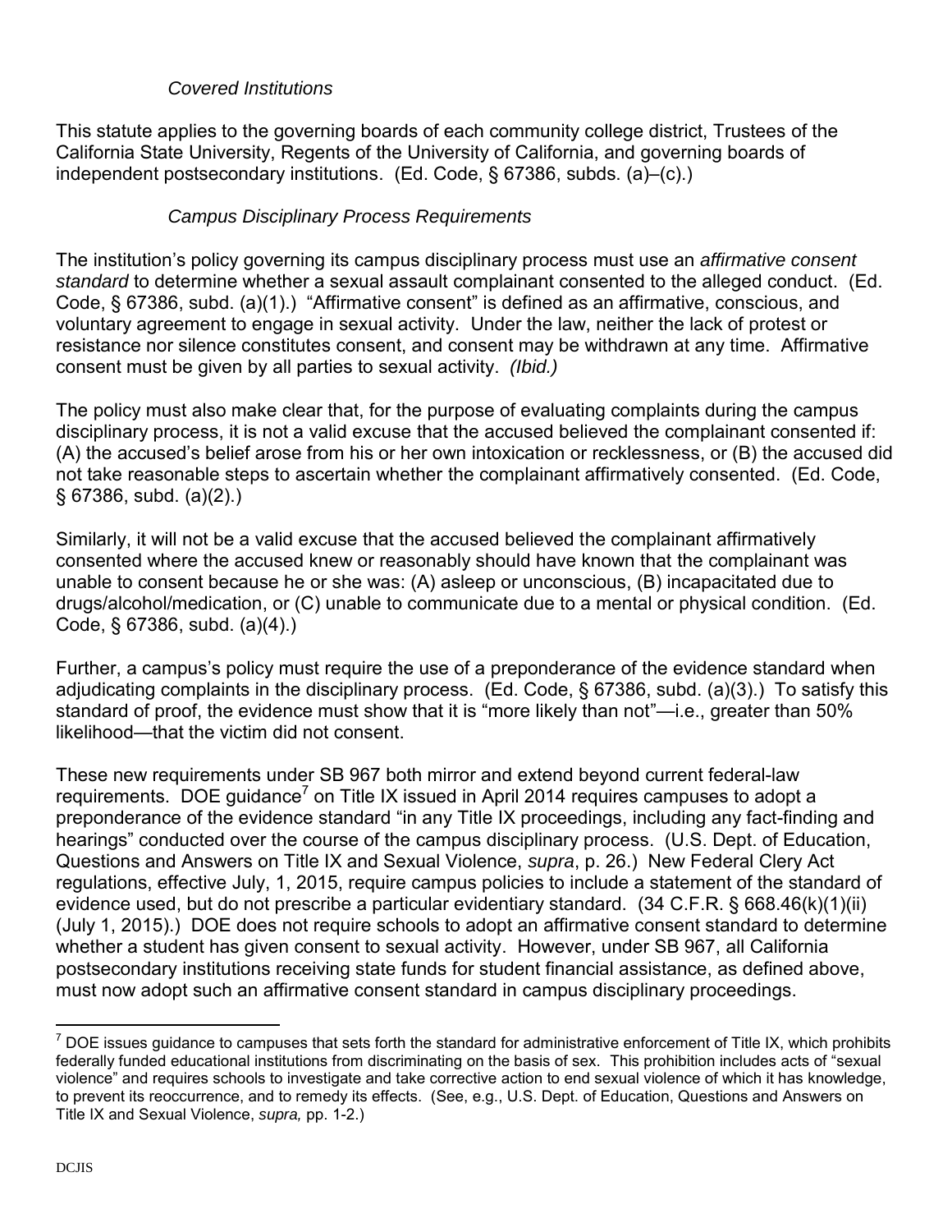### *Covered Institutions*

This statute applies to the governing boards of each community college district, Trustees of the California State University, Regents of the University of California, and governing boards of independent postsecondary institutions. (Ed. Code, § 67386, subds. (a)–(c).)

### *Campus Disciplinary Process Requirements*

The institution's policy governing its campus disciplinary process must use an *affirmative consent standard* to determine whether a sexual assault complainant consented to the alleged conduct. (Ed. Code, § 67386, subd. (a)(1).) "Affirmative consent" is defined as an affirmative, conscious, and voluntary agreement to engage in sexual activity. Under the law, neither the lack of protest or resistance nor silence constitutes consent, and consent may be withdrawn at any time. Affirmative consent must be given by all parties to sexual activity. *(Ibid.)*

The policy must also make clear that, for the purpose of evaluating complaints during the campus disciplinary process, it is not a valid excuse that the accused believed the complainant consented if: (A) the accused's belief arose from his or her own intoxication or recklessness, or (B) the accused did not take reasonable steps to ascertain whether the complainant affirmatively consented. (Ed. Code, § 67386, subd. (a)(2).)

Similarly, it will not be a valid excuse that the accused believed the complainant affirmatively consented where the accused knew or reasonably should have known that the complainant was unable to consent because he or she was: (A) asleep or unconscious, (B) incapacitated due to drugs/alcohol/medication, or (C) unable to communicate due to a mental or physical condition. (Ed. Code, § 67386, subd. (a)(4).)

Further, a campus's policy must require the use of a preponderance of the evidence standard when adjudicating complaints in the disciplinary process. (Ed. Code, § 67386, subd. (a)(3).) To satisfy this standard of proof, the evidence must show that it is "more likely than not"—i.e., greater than 50% likelihood—that the victim did not consent.

These new requirements under SB 967 both mirror and extend beyond current federal-law requirements. DOE guidance[7] on Title IX issued in April 2014 requires campuses to adopt a preponderance of the evidence standard "in any Title IX proceedings, including any fact-finding and hearings" conducted over the course of the campus disciplinary process. (U.S. Dept. of Education, Questions and Answers on Title IX and Sexual Violence, *supra*, p. 26.) New Federal Clery Act regulations, effective July, 1, 2015, require campus policies to include a statement of the standard of evidence used, but do not prescribe a particular evidentiary standard. (34 C.F.R. § 668.46(k)(1)(ii) (July 1, 2015).) DOE does not require schools to adopt an affirmative consent standard to determine whether a student has given consent to sexual activity. However, under SB 967, all California postsecondary institutions receiving state funds for student financial assistance, as defined above, must now adopt such an affirmative consent standard in campus disciplinary proceedings.

---

[7] DOE issues guidance to campuses that sets forth the standard for administrative enforcement of Title IX, which prohibits federally funded educational institutions from discriminating on the basis of sex. This prohibition includes acts of "sexual violence" and requires schools to investigate and take corrective action to end sexual violence of which it has knowledge, to prevent its reoccurrence, and to remedy its effects. (See, e.g., U.S. Dept. of Education, Questions and Answers on Title IX and Sexual Violence, *supra,* pp. 1-2.)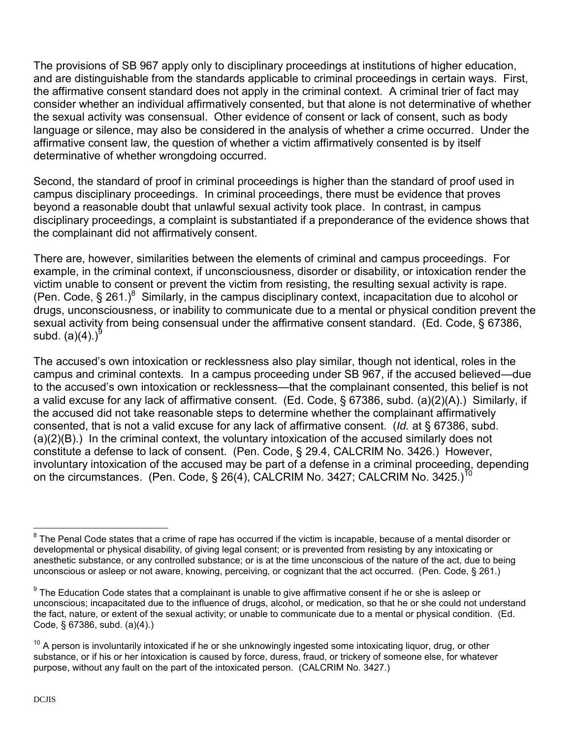The provisions of SB 967 apply only to disciplinary proceedings at institutions of higher education, and are distinguishable from the standards applicable to criminal proceedings in certain ways. First, the affirmative consent standard does not apply in the criminal context. A criminal trier of fact may consider whether an individual affirmatively consented, but that alone is not determinative of whether the sexual activity was consensual. Other evidence of consent or lack of consent, such as body language or silence, may also be considered in the analysis of whether a crime occurred. Under the affirmative consent law, the question of whether a victim affirmatively consented is by itself determinative of whether wrongdoing occurred.

Second, the standard of proof in criminal proceedings is higher than the standard of proof used in campus disciplinary proceedings. In criminal proceedings, there must be evidence that proves beyond a reasonable doubt that unlawful sexual activity took place. In contrast, in campus disciplinary proceedings, a complaint is substantiated if a preponderance of the evidence shows that the complainant did not affirmatively consent.

There are, however, similarities between the elements of criminal and campus proceedings. For example, in the criminal context, if unconsciousness, disorder or disability, or intoxication render the victim unable to consent or prevent the victim from resisting, the resulting sexual activity is rape. (Pen. Code, § 261.)[8] Similarly, in the campus disciplinary context, incapacitation due to alcohol or drugs, unconsciousness, or inability to communicate due to a mental or physical condition prevent the sexual activity from being consensual under the affirmative consent standard. (Ed. Code, § 67386, subd. (a)(4).)[9]

The accused's own intoxication or recklessness also play similar, though not identical, roles in the campus and criminal contexts. In a campus proceeding under SB 967, if the accused believed—due to the accused's own intoxication or recklessness—that the complainant consented, this belief is not a valid excuse for any lack of affirmative consent. (Ed. Code, § 67386, subd. (a)(2)(A).) Similarly, if the accused did not take reasonable steps to determine whether the complainant affirmatively consented, that is not a valid excuse for any lack of affirmative consent. (*Id.* at § 67386, subd. (a)(2)(B).) In the criminal context, the voluntary intoxication of the accused similarly does not constitute a defense to lack of consent. (Pen. Code, § 29.4, CALCRIM No. 3426.) However, involuntary intoxication of the accused may be part of a defense in a criminal proceeding, depending on the circumstances. (Pen. Code, § 26(4), CALCRIM No. 3427; CALCRIM No. 3425.)[10]

---

[8] The Penal Code states that a crime of rape has occurred if the victim is incapable, because of a mental disorder or developmental or physical disability, of giving legal consent; or is prevented from resisting by any intoxicating or anesthetic substance, or any controlled substance; or is at the time unconscious of the nature of the act, due to being unconscious or asleep or not aware, knowing, perceiving, or cognizant that the act occurred. (Pen. Code, § 261.)

[9] The Education Code states that a complainant is unable to give affirmative consent if he or she is asleep or unconscious; incapacitated due to the influence of drugs, alcohol, or medication, so that he or she could not understand the fact, nature, or extent of the sexual activity; or unable to communicate due to a mental or physical condition. (Ed. Code, § 67386, subd. (a)(4).)

[10] A person is involuntarily intoxicated if he or she unknowingly ingested some intoxicating liquor, drug, or other substance, or if his or her intoxication is caused by force, duress, fraud, or trickery of someone else, for whatever purpose, without any fault on the part of the intoxicated person. (CALCRIM No. 3427.)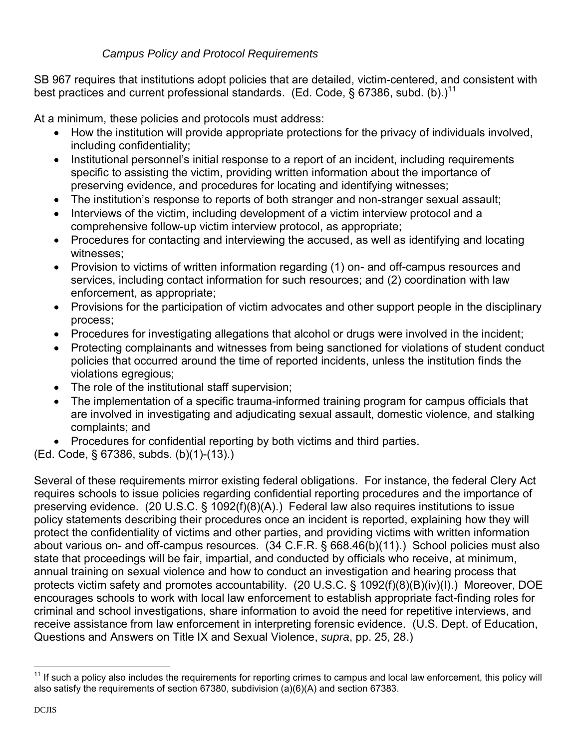### *Campus Policy and Protocol Requirements*

SB 967 requires that institutions adopt policies that are detailed, victim-centered, and consistent with best practices and current professional standards. (Ed. Code, § 67386, subd. (b).)[11]

At a minimum, these policies and protocols must address:

- How the institution will provide appropriate protections for the privacy of individuals involved, including confidentiality;
- Institutional personnel's initial response to a report of an incident, including requirements specific to assisting the victim, providing written information about the importance of preserving evidence, and procedures for locating and identifying witnesses;
- The institution's response to reports of both stranger and non-stranger sexual assault;
- Interviews of the victim, including development of a victim interview protocol and a comprehensive follow-up victim interview protocol, as appropriate;
- Procedures for contacting and interviewing the accused, as well as identifying and locating witnesses;
- Provision to victims of written information regarding (1) on- and off-campus resources and services, including contact information for such resources; and (2) coordination with law enforcement, as appropriate;
- Provisions for the participation of victim advocates and other support people in the disciplinary process;
- Procedures for investigating allegations that alcohol or drugs were involved in the incident;
- Protecting complainants and witnesses from being sanctioned for violations of student conduct policies that occurred around the time of reported incidents, unless the institution finds the violations egregious;
- The role of the institutional staff supervision;
- The implementation of a specific trauma-informed training program for campus officials that are involved in investigating and adjudicating sexual assault, domestic violence, and stalking complaints; and
- Procedures for confidential reporting by both victims and third parties.

(Ed. Code, § 67386, subds. (b)(1)-(13).)

Several of these requirements mirror existing federal obligations. For instance, the federal Clery Act requires schools to issue policies regarding confidential reporting procedures and the importance of preserving evidence. (20 U.S.C. § 1092(f)(8)(A).) Federal law also requires institutions to issue policy statements describing their procedures once an incident is reported, explaining how they will protect the confidentiality of victims and other parties, and providing victims with written information about various on- and off-campus resources. (34 C.F.R. § 668.46(b)(11).) School policies must also state that proceedings will be fair, impartial, and conducted by officials who receive, at minimum, annual training on sexual violence and how to conduct an investigation and hearing process that protects victim safety and promotes accountability. (20 U.S.C. § 1092(f)(8)(B)(iv)(I).) Moreover, DOE encourages schools to work with local law enforcement to establish appropriate fact-finding roles for criminal and school investigations, share information to avoid the need for repetitive interviews, and receive assistance from law enforcement in interpreting forensic evidence. (U.S. Dept. of Education, Questions and Answers on Title IX and Sexual Violence, *supra*, pp. 25, 28.)

[11] If such a policy also includes the requirements for reporting crimes to campus and local law enforcement, this policy will also satisfy the requirements of section 67380, subdivision (a)(6)(A) and section 67383.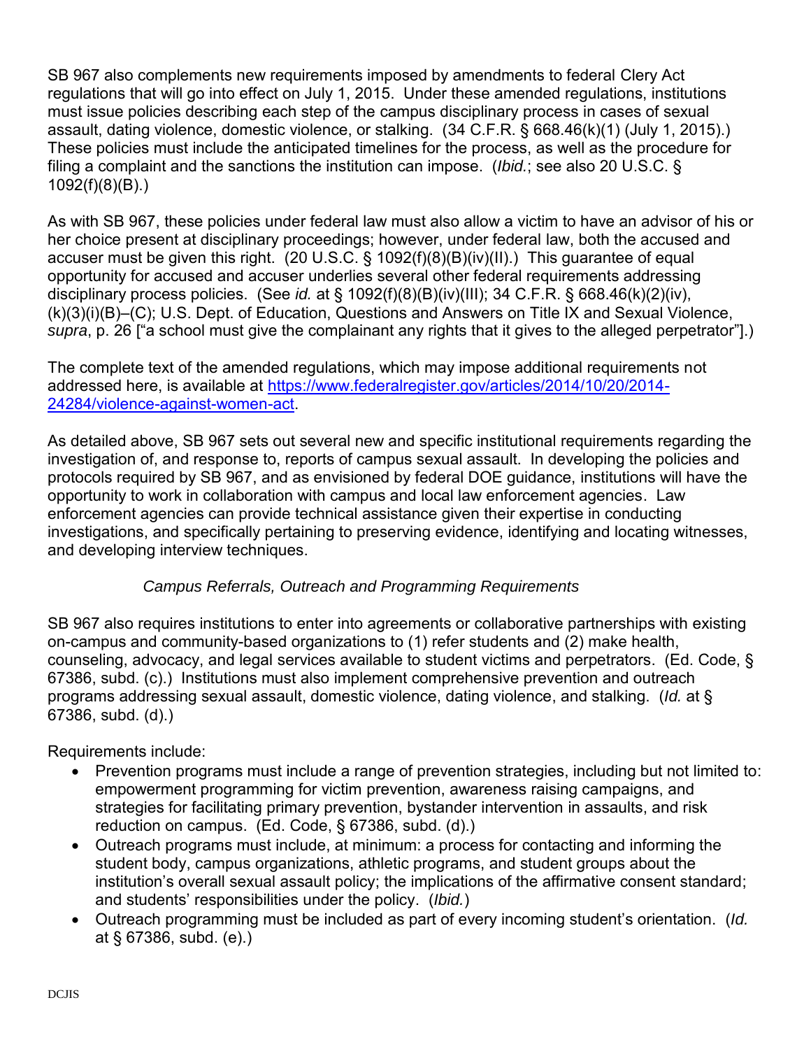SB 967 also complements new requirements imposed by amendments to federal Clery Act regulations that will go into effect on July 1, 2015. Under these amended regulations, institutions must issue policies describing each step of the campus disciplinary process in cases of sexual assault, dating violence, domestic violence, or stalking. (34 C.F.R. § 668.46(k)(1) (July 1, 2015).) These policies must include the anticipated timelines for the process, as well as the procedure for filing a complaint and the sanctions the institution can impose. (*Ibid.*; see also 20 U.S.C. § 1092(f)(8)(B).)

As with SB 967, these policies under federal law must also allow a victim to have an advisor of his or her choice present at disciplinary proceedings; however, under federal law, both the accused and accuser must be given this right. (20 U.S.C. § 1092(f)(8)(B)(iv)(II).) This guarantee of equal opportunity for accused and accuser underlies several other federal requirements addressing disciplinary process policies. (See *id.* at § 1092(f)(8)(B)(iv)(III); 34 C.F.R. § 668.46(k)(2)(iv), (k)(3)(i)(B)–(C); U.S. Dept. of Education, Questions and Answers on Title IX and Sexual Violence, *supra*, p. 26 ["a school must give the complainant any rights that it gives to the alleged perpetrator"].)

The complete text of the amended regulations, which may impose additional requirements not addressed here, is available at [https://www.federalregister.gov/articles/2014/10/20/2014-24284/violence-against-women-act](https://www.federalregister.gov/articles/2014/10/20/2014-24284/violence-against-women-act).

As detailed above, SB 967 sets out several new and specific institutional requirements regarding the investigation of, and response to, reports of campus sexual assault. In developing the policies and protocols required by SB 967, and as envisioned by federal DOE guidance, institutions will have the opportunity to work in collaboration with campus and local law enforcement agencies. Law enforcement agencies can provide technical assistance given their expertise in conducting investigations, and specifically pertaining to preserving evidence, identifying and locating witnesses, and developing interview techniques.

*Campus Referrals, Outreach and Programming Requirements*

SB 967 also requires institutions to enter into agreements or collaborative partnerships with existing on-campus and community-based organizations to (1) refer students and (2) make health, counseling, advocacy, and legal services available to student victims and perpetrators. (Ed. Code, § 67386, subd. (c).) Institutions must also implement comprehensive prevention and outreach programs addressing sexual assault, domestic violence, dating violence, and stalking. (*Id.* at § 67386, subd. (d).)

Requirements include:

- Prevention programs must include a range of prevention strategies, including but not limited to: empowerment programming for victim prevention, awareness raising campaigns, and strategies for facilitating primary prevention, bystander intervention in assaults, and risk reduction on campus. (Ed. Code, § 67386, subd. (d).)
- Outreach programs must include, at minimum: a process for contacting and informing the student body, campus organizations, athletic programs, and student groups about the institution's overall sexual assault policy; the implications of the affirmative consent standard; and students' responsibilities under the policy. (*Ibid.*)
- Outreach programming must be included as part of every incoming student's orientation. (*Id.* at § 67386, subd. (e).)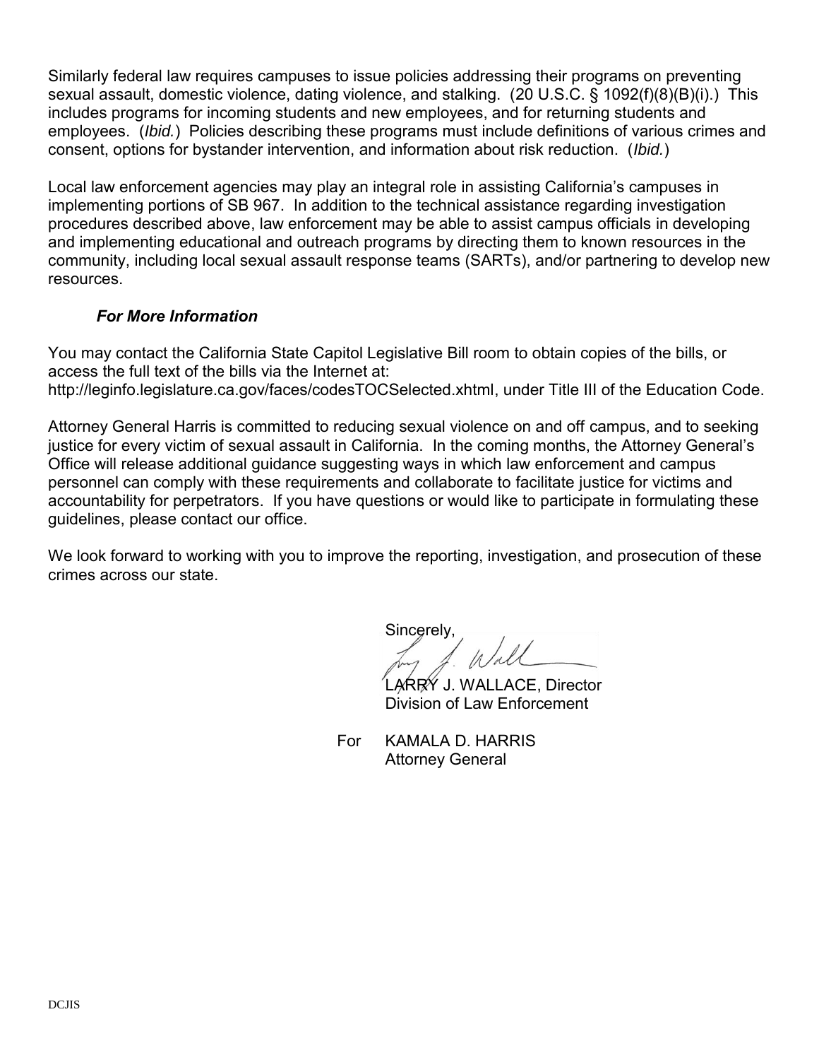Similarly federal law requires campuses to issue policies addressing their programs on preventing sexual assault, domestic violence, dating violence, and stalking. (20 U.S.C. § 1092(f)(8)(B)(i).) This includes programs for incoming students and new employees, and for returning students and employees. (*Ibid.*) Policies describing these programs must include definitions of various crimes and consent, options for bystander intervention, and information about risk reduction. (*Ibid.*)

Local law enforcement agencies may play an integral role in assisting California's campuses in implementing portions of SB 967. In addition to the technical assistance regarding investigation procedures described above, law enforcement may be able to assist campus officials in developing and implementing educational and outreach programs by directing them to known resources in the community, including local sexual assault response teams (SARTs), and/or partnering to develop new resources.

***For More Information***

You may contact the California State Capitol Legislative Bill room to obtain copies of the bills, or access the full text of the bills via the Internet at: http://leginfo.legislature.ca.gov/faces/codesTOCSelected.xhtml, under Title III of the Education Code.

Attorney General Harris is committed to reducing sexual violence on and off campus, and to seeking justice for every victim of sexual assault in California. In the coming months, the Attorney General's Office will release additional guidance suggesting ways in which law enforcement and campus personnel can comply with these requirements and collaborate to facilitate justice for victims and accountability for perpetrators. If you have questions or would like to participate in formulating these guidelines, please contact our office.

We look forward to working with you to improve the reporting, investigation, and prosecution of these crimes across our state.

Sincerely,

LARRY J. WALLACE, Director
Division of Law Enforcement

For KAMALA D. HARRIS
Attorney General

DCJIS